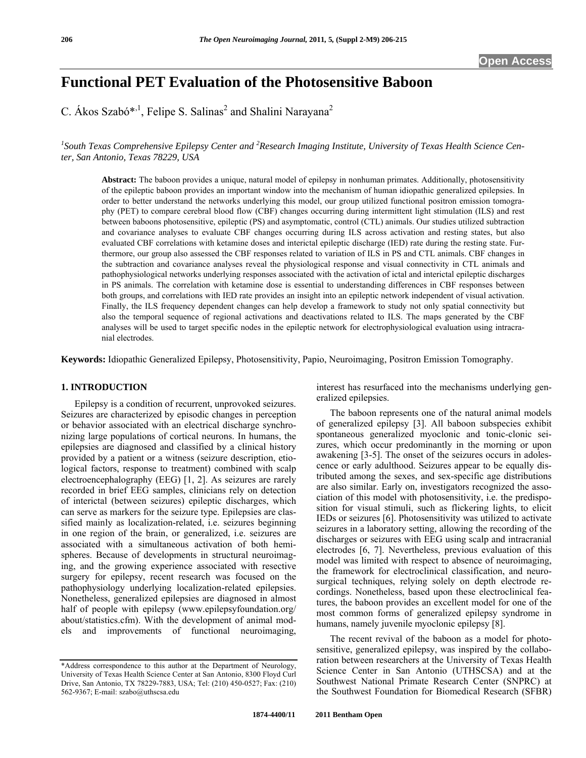# Functional PET Evaluation of the Photosensitive Baboon

C. Ákos Szabó*[,1], Felipe S. Salinas[2] and Shalini Narayana[2]

[1]South Texas Comprehensive Epilepsy Center and [2]Research Imaging Institute, University of Texas Health Science Center, San Antonio, Texas 78229, USA

**Abstract:** The baboon provides a unique, natural model of epilepsy in nonhuman primates. Additionally, photosensitivity of the epileptic baboon provides an important window into the mechanism of human idiopathic generalized epilepsies. In order to better understand the networks underlying this model, our group utilized functional positron emission tomography (PET) to compare cerebral blood flow (CBF) changes occurring during intermittent light stimulation (ILS) and rest between baboons photosensitive, epileptic (PS) and asymptomatic, control (CTL) animals. Our studies utilized subtraction and covariance analyses to evaluate CBF changes occurring during ILS across activation and resting states, but also evaluated CBF correlations with ketamine doses and interictal epileptic discharge (IED) rate during the resting state. Furthermore, our group also assessed the CBF responses related to variation of ILS in PS and CTL animals. CBF changes in the subtraction and covariance analyses reveal the physiological response and visual connectivity in CTL animals and pathophysiological networks underlying responses associated with the activation of ictal and interictal epileptic discharges in PS animals. The correlation with ketamine dose is essential to understanding differences in CBF responses between both groups, and correlations with IED rate provides an insight into an epileptic network independent of visual activation. Finally, the ILS frequency dependent changes can help develop a framework to study not only spatial connectivity but also the temporal sequence of regional activations and deactivations related to ILS. The maps generated by the CBF analyses will be used to target specific nodes in the epileptic network for electrophysiological evaluation using intracranial electrodes.

**Keywords:** Idiopathic Generalized Epilepsy, Photosensitivity, Papio, Neuroimaging, Positron Emission Tomography.

## 1. INTRODUCTION

Epilepsy is a condition of recurrent, unprovoked seizures. Seizures are characterized by episodic changes in perception or behavior associated with an electrical discharge synchronizing large populations of cortical neurons. In humans, the epilepsies are diagnosed and classified by a clinical history provided by a patient or a witness (seizure description, etiological factors, response to treatment) combined with scalp electroencephalography (EEG) [1, 2]. As seizures are rarely recorded in brief EEG samples, clinicians rely on detection of interictal (between seizures) epileptic discharges, which can serve as markers for the seizure type. Epilepsies are classified mainly as localization-related, i.e. seizures beginning in one region of the brain, or generalized, i.e. seizures are associated with a simultaneous activation of both hemispheres. Because of developments in structural neuroimaging, and the growing experience associated with resective surgery for epilepsy, recent research was focused on the pathophysiology underlying localization-related epilepsies. Nonetheless, generalized epilepsies are diagnosed in almost half of people with epilepsy (www.epilepsyfoundation.org/about/statistics.cfm). With the development of animal models and improvements of functional neuroimaging, interest has resurfaced into the mechanisms underlying generalized epilepsies.

The baboon represents one of the natural animal models of generalized epilepsy [3]. All baboon subspecies exhibit spontaneous generalized myoclonic and tonic-clonic seizures, which occur predominantly in the morning or upon awakening [3-5]. The onset of the seizures occurs in adolescence or early adulthood. Seizures appear to be equally distributed among the sexes, and sex-specific age distributions are also similar. Early on, investigators recognized the association of this model with photosensitivity, i.e. the predisposition for visual stimuli, such as flickering lights, to elicit IEDs or seizures [6]. Photosensitivity was utilized to activate seizures in a laboratory setting, allowing the recording of the discharges or seizures with EEG using scalp and intracranial electrodes [6, 7]. Nevertheless, previous evaluation of this model was limited with respect to absence of neuroimaging, the framework for electroclinical classification, and neurosurgical techniques, relying solely on depth electrode recordings. Nonetheless, based upon these electroclinical features, the baboon provides an excellent model for one of the most common forms of generalized epilepsy syndrome in humans, namely juvenile myoclonic epilepsy [8].

The recent revival of the baboon as a model for photosensitive, generalized epilepsy, was inspired by the collaboration between researchers at the University of Texas Health Science Center in San Antonio (UTHSCSA) and at the Southwest National Primate Research Center (SNPRC) at the Southwest Foundation for Biomedical Research (SFBR)

*Address correspondence to this author at the Department of Neurology, University of Texas Health Science Center at San Antonio, 8300 Floyd Curl Drive, San Antonio, TX 78229-7883, USA; Tel: (210) 450-0527; Fax: (210) 562-9367; E-mail: szabo@uthscsa.edu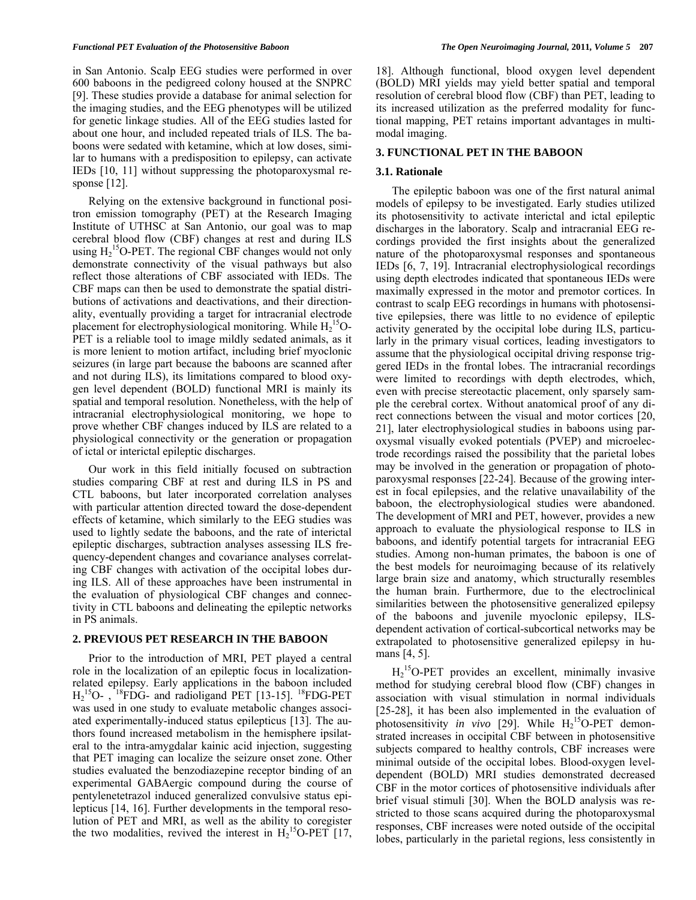in San Antonio. Scalp EEG studies were performed in over 600 baboons in the pedigreed colony housed at the SNPRC [9]. These studies provide a database for animal selection for the imaging studies, and the EEG phenotypes will be utilized for genetic linkage studies. All of the EEG studies lasted for about one hour, and included repeated trials of ILS. The baboons were sedated with ketamine, which at low doses, similar to humans with a predisposition to epilepsy, can activate IEDs [10, 11] without suppressing the photoparoxysmal response [12].

Relying on the extensive background in functional positron emission tomography (PET) at the Research Imaging Institute of UTHSC at San Antonio, our goal was to map cerebral blood flow (CBF) changes at rest and during ILS using $H_2{}^{15}O$-PET. The regional CBF changes would not only demonstrate connectivity of the visual pathways but also reflect those alterations of CBF associated with IEDs. The CBF maps can then be used to demonstrate the spatial distributions of activations and deactivations, and their directionality, eventually providing a target for intracranial electrode placement for electrophysiological monitoring. While $H_2{}^{15}O$-PET is a reliable tool to image mildly sedated animals, as it is more lenient to motion artifact, including brief myoclonic seizures (in large part because the baboons are scanned after and not during ILS), its limitations compared to blood oxygen level dependent (BOLD) functional MRI is mainly its spatial and temporal resolution. Nonetheless, with the help of intracranial electrophysiological monitoring, we hope to prove whether CBF changes induced by ILS are related to a physiological connectivity or the generation or propagation of ictal or interictal epileptic discharges.

Our work in this field initially focused on subtraction studies comparing CBF at rest and during ILS in PS and CTL baboons, but later incorporated correlation analyses with particular attention directed toward the dose-dependent effects of ketamine, which similarly to the EEG studies was used to lightly sedate the baboons, and the rate of interictal epileptic discharges, subtraction analyses assessing ILS frequency-dependent changes and covariance analyses correlating CBF changes with activation of the occipital lobes during ILS. All of these approaches have been instrumental in the evaluation of physiological CBF changes and connectivity in CTL baboons and delineating the epileptic networks in PS animals.

## 2. PREVIOUS PET RESEARCH IN THE BABOON

Prior to the introduction of MRI, PET played a central role in the localization of an epileptic focus in localization-related epilepsy. Early applications in the baboon included $H_2{}^{15}O$- , $^{18}$FDG- and radioligand PET [13-15]. $^{18}$FDG-PET was used in one study to evaluate metabolic changes associated experimentally-induced status epilepticus [13]. The authors found increased metabolism in the hemisphere ipsilateral to the intra-amygdalar kainic acid injection, suggesting that PET imaging can localize the seizure onset zone. Other studies evaluated the benzodiazepine receptor binding of an experimental GABAergic compound during the course of pentylenetetrazol induced generalized convulsive status epilepticus [14, 16]. Further developments in the temporal resolution of PET and MRI, as well as the ability to coregister the two modalities, revived the interest in $H_2{}^{15}O$-PET [17, 18]. Although functional, blood oxygen level dependent (BOLD) MRI yields may yield better spatial and temporal resolution of cerebral blood flow (CBF) than PET, leading to its increased utilization as the preferred modality for functional mapping, PET retains important advantages in multimodal imaging.

## 3. FUNCTIONAL PET IN THE BABOON

### 3.1. Rationale

The epileptic baboon was one of the first natural animal models of epilepsy to be investigated. Early studies utilized its photosensitivity to activate interictal and ictal epileptic discharges in the laboratory. Scalp and intracranial EEG recordings provided the first insights about the generalized nature of the photoparoxysmal responses and spontaneous IEDs [6, 7, 19]. Intracranial electrophysiological recordings using depth electrodes indicated that spontaneous IEDs were maximally expressed in the motor and premotor cortices. In contrast to scalp EEG recordings in humans with photosensitive epilepsies, there was little to no evidence of epileptic activity generated by the occipital lobe during ILS, particularly in the primary visual cortices, leading investigators to assume that the physiological occipital driving response triggered IEDs in the frontal lobes. The intracranial recordings were limited to recordings with depth electrodes, which, even with precise stereotactic placement, only sparsely sample the cerebral cortex. Without anatomical proof of any direct connections between the visual and motor cortices [20, 21], later electrophysiological studies in baboons using paroxysmal visually evoked potentials (PVEP) and microelectrode recordings raised the possibility that the parietal lobes may be involved in the generation or propagation of photoparoxysmal responses [22-24]. Because of the growing interest in focal epilepsies, and the relative unavailability of the baboon, the electrophysiological studies were abandoned. The development of MRI and PET, however, provides a new approach to evaluate the physiological response to ILS in baboons, and identify potential targets for intracranial EEG studies. Among non-human primates, the baboon is one of the best models for neuroimaging because of its relatively large brain size and anatomy, which structurally resembles the human brain. Furthermore, due to the electroclinical similarities between the photosensitive generalized epilepsy of the baboons and juvenile myoclonic epilepsy, ILS-dependent activation of cortical-subcortical networks may be extrapolated to photosensitive generalized epilepsy in humans [4, 5].

$H_2{}^{15}O$-PET provides an excellent, minimally invasive method for studying cerebral blood flow (CBF) changes in association with visual stimulation in normal individuals [25-28], it has been also implemented in the evaluation of photosensitivity *in vivo* [29]. While $H_2{}^{15}O$-PET demonstrated increases in occipital CBF between in photosensitive subjects compared to healthy controls, CBF increases were minimal outside of the occipital lobes. Blood-oxygen level-dependent (BOLD) MRI studies demonstrated decreased CBF in the motor cortices of photosensitive individuals after brief visual stimuli [30]. When the BOLD analysis was restricted to those scans acquired during the photoparoxysmal responses, CBF increases were noted outside of the occipital lobes, particularly in the parietal regions, less consistently in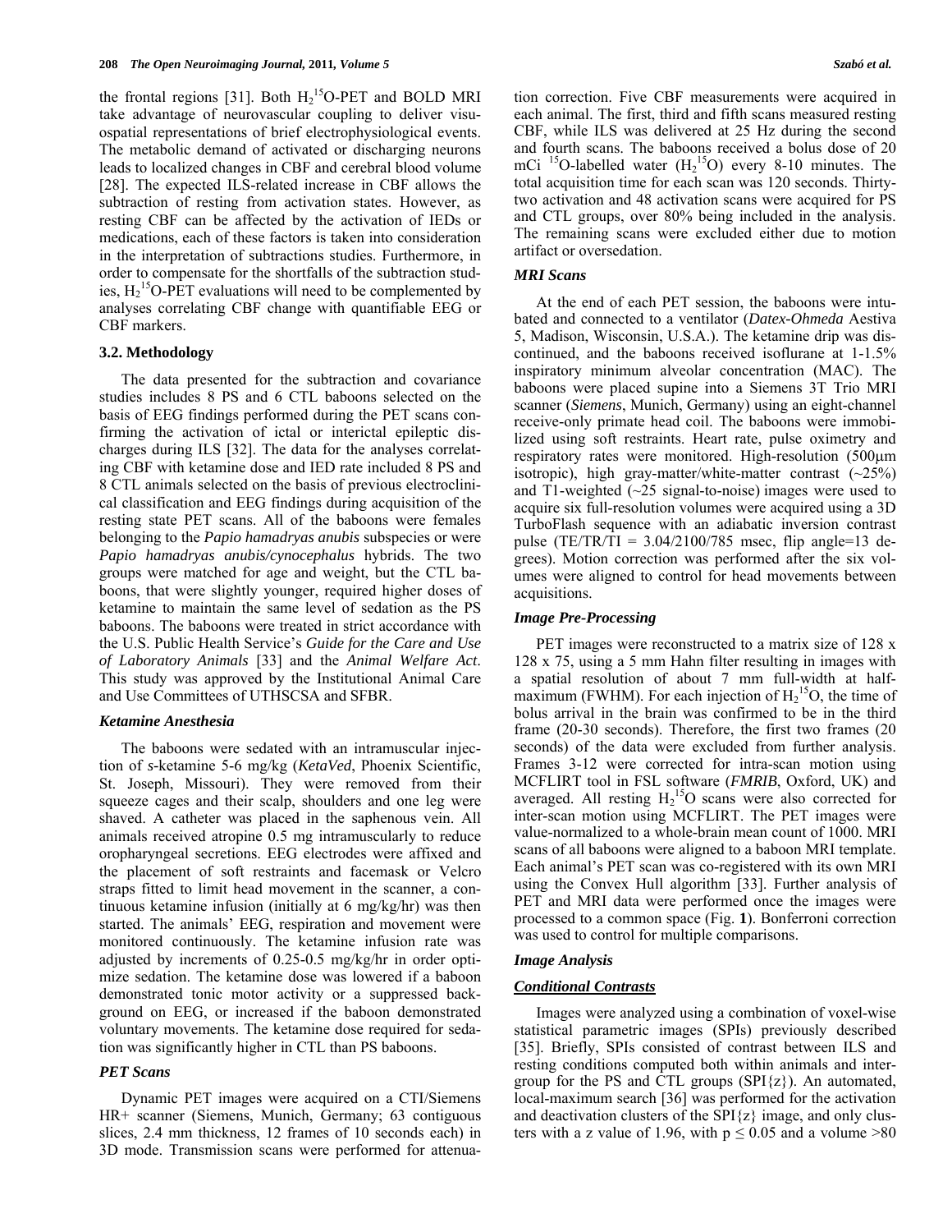the frontal regions [31]. Both $H_2^{15}O$-PET and BOLD MRI take advantage of neurovascular coupling to deliver visuospatial representations of brief electrophysiological events. The metabolic demand of activated or discharging neurons leads to localized changes in CBF and cerebral blood volume [28]. The expected ILS-related increase in CBF allows the subtraction of resting from activation states. However, as resting CBF can be affected by the activation of IEDs or medications, each of these factors is taken into consideration in the interpretation of subtractions studies. Furthermore, in order to compensate for the shortfalls of the subtraction studies, $H_2^{15}O$-PET evaluations will need to be complemented by analyses correlating CBF change with quantifiable EEG or CBF markers.

### 3.2. Methodology

The data presented for the subtraction and covariance studies includes 8 PS and 6 CTL baboons selected on the basis of EEG findings performed during the PET scans confirming the activation of ictal or interictal epileptic discharges during ILS [32]. The data for the analyses correlating CBF with ketamine dose and IED rate included 8 PS and 8 CTL animals selected on the basis of previous electroclinical classification and EEG findings during acquisition of the resting state PET scans. All of the baboons were females belonging to the *Papio hamadryas anubis* subspecies or were *Papio hamadryas anubis/cynocephalus* hybrids. The two groups were matched for age and weight, but the CTL baboons, that were slightly younger, required higher doses of ketamine to maintain the same level of sedation as the PS baboons. The baboons were treated in strict accordance with the U.S. Public Health Service's *Guide for the Care and Use of Laboratory Animals* [33] and the *Animal Welfare Act*. This study was approved by the Institutional Animal Care and Use Committees of UTHSCSA and SFBR.

#### *Ketamine Anesthesia*

The baboons were sedated with an intramuscular injection of *s*-ketamine 5-6 mg/kg (*KetaVed*, Phoenix Scientific, St. Joseph, Missouri). They were removed from their squeeze cages and their scalp, shoulders and one leg were shaved. A catheter was placed in the saphenous vein. All animals received atropine 0.5 mg intramuscularly to reduce oropharyngeal secretions. EEG electrodes were affixed and the placement of soft restraints and facemask or Velcro straps fitted to limit head movement in the scanner, a continuous ketamine infusion (initially at 6 mg/kg/hr) was then started. The animals' EEG, respiration and movement were monitored continuously. The ketamine infusion rate was adjusted by increments of 0.25-0.5 mg/kg/hr in order optimize sedation. The ketamine dose was lowered if a baboon demonstrated tonic motor activity or a suppressed background on EEG, or increased if the baboon demonstrated voluntary movements. The ketamine dose required for sedation was significantly higher in CTL than PS baboons.

#### *PET Scans*

Dynamic PET images were acquired on a CTI/Siemens HR+ scanner (Siemens, Munich, Germany; 63 contiguous slices, 2.4 mm thickness, 12 frames of 10 seconds each) in 3D mode. Transmission scans were performed for attenuation correction. Five CBF measurements were acquired in each animal. The first, third and fifth scans measured resting CBF, while ILS was delivered at 25 Hz during the second and fourth scans. The baboons received a bolus dose of 20 mCi $^{15}O$-labelled water ($H_2^{15}O$) every 8-10 minutes. The total acquisition time for each scan was 120 seconds. Thirty-two activation and 48 activation scans were acquired for PS and CTL groups, over 80% being included in the analysis. The remaining scans were excluded either due to motion artifact or oversedation.

#### *MRI Scans*

At the end of each PET session, the baboons were intubated and connected to a ventilator (*Datex-Ohmeda* Aestiva 5, Madison, Wisconsin, U.S.A.). The ketamine drip was discontinued, and the baboons received isoflurane at 1-1.5% inspiratory minimum alveolar concentration (MAC). The baboons were placed supine into a Siemens 3T Trio MRI scanner (*Siemens*, Munich, Germany) using an eight-channel receive-only primate head coil. The baboons were immobilized using soft restraints. Heart rate, pulse oximetry and respiratory rates were monitored. High-resolution (500μm isotropic), high gray-matter/white-matter contrast (~25%) and T1-weighted (~25 signal-to-noise) images were used to acquire six full-resolution volumes were acquired using a 3D TurboFlash sequence with an adiabatic inversion contrast pulse (TE/TR/TI = 3.04/2100/785 msec, flip angle=13 degrees). Motion correction was performed after the six volumes were aligned to control for head movements between acquisitions.

#### *Image Pre-Processing*

PET images were reconstructed to a matrix size of 128 x 128 x 75, using a 5 mm Hahn filter resulting in images with a spatial resolution of about 7 mm full-width at half-maximum (FWHM). For each injection of $H_2^{15}O$, the time of bolus arrival in the brain was confirmed to be in the third frame (20-30 seconds). Therefore, the first two frames (20 seconds) of the data were excluded from further analysis. Frames 3-12 were corrected for intra-scan motion using MCFLIRT tool in FSL software (*FMRIB*, Oxford, UK) and averaged. All resting $H_2^{15}O$ scans were also corrected for inter-scan motion using MCFLIRT. The PET images were value-normalized to a whole-brain mean count of 1000. MRI scans of all baboons were aligned to a baboon MRI template. Each animal's PET scan was co-registered with its own MRI using the Convex Hull algorithm [33]. Further analysis of PET and MRI data were performed once the images were processed to a common space (Fig. **1**). Bonferroni correction was used to control for multiple comparisons.

#### *Image Analysis*

#### ***Conditional Contrasts***

Images were analyzed using a combination of voxel-wise statistical parametric images (SPIs) previously described [35]. Briefly, SPIs consisted of contrast between ILS and resting conditions computed both within animals and inter-group for the PS and CTL groups (SPI{z}). An automated, local-maximum search [36] was performed for the activation and deactivation clusters of the SPI{z} image, and only clusters with a z value of 1.96, with $p \leq 0.05$ and a volume >80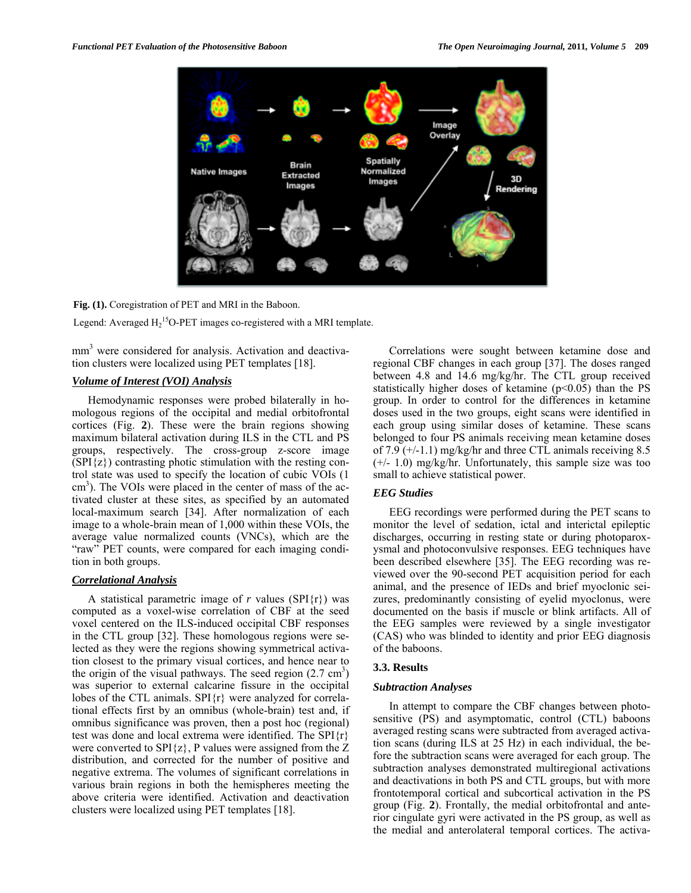Fig. (1). Coregistration of PET and MRI in the Baboon.

Legend: Averaged $H_2^{15}O$-PET images co-registered with a MRI template.

$mm^3$ were considered for analysis. Activation and deactivation clusters were localized using PET templates [18].

### *Volume of Interest (VOI) Analysis*

Hemodynamic responses were probed bilaterally in homologous regions of the occipital and medial orbitofrontal cortices (Fig. **2**). These were the brain regions showing maximum bilateral activation during ILS in the CTL and PS groups, respectively. The cross-group z-score image (SPI{z}) contrasting photic stimulation with the resting control state was used to specify the location of cubic VOIs (1 $cm^3$). The VOIs were placed in the center of mass of the activated cluster at these sites, as specified by an automated local-maximum search [34]. After normalization of each image to a whole-brain mean of 1,000 within these VOIs, the average value normalized counts (VNCs), which are the "raw" PET counts, were compared for each imaging condition in both groups.

### *Correlational Analysis*

A statistical parametric image of *r* values (SPI{r}) was computed as a voxel-wise correlation of CBF at the seed voxel centered on the ILS-induced occipital CBF responses in the CTL group [32]. These homologous regions were selected as they were the regions showing symmetrical activation closest to the primary visual cortices, and hence near to the origin of the visual pathways. The seed region (2.7 $cm^3$) was superior to external calcarine fissure in the occipital lobes of the CTL animals. SPI{r} were analyzed for correlational effects first by an omnibus (whole-brain) test and, if omnibus significance was proven, then a post hoc (regional) test was done and local extrema were identified. The SPI{r} were converted to SPI{z}, P values were assigned from the Z distribution, and corrected for the number of positive and negative extrema. The volumes of significant correlations in various brain regions in both the hemispheres meeting the above criteria were identified. Activation and deactivation clusters were localized using PET templates [18].

Correlations were sought between ketamine dose and regional CBF changes in each group [37]. The doses ranged between 4.8 and 14.6 mg/kg/hr. The CTL group received statistically higher doses of ketamine ($p<0.05$) than the PS group. In order to control for the differences in ketamine doses used in the two groups, eight scans were identified in each group using similar doses of ketamine. These scans belonged to four PS animals receiving mean ketamine doses of 7.9 (+/-1.1) mg/kg/hr and three CTL animals receiving 8.5 (+/- 1.0) mg/kg/hr. Unfortunately, this sample size was too small to achieve statistical power.

### *EEG Studies*

EEG recordings were performed during the PET scans to monitor the level of sedation, ictal and interictal epileptic discharges, occurring in resting state or during photoparoxysmal and photoconvulsive responses. EEG techniques have been described elsewhere [35]. The EEG recording was reviewed over the 90-second PET acquisition period for each animal, and the presence of IEDs and brief myoclonic seizures, predominantly consisting of eyelid myoclonus, were documented on the basis if muscle or blink artifacts. All of the EEG samples were reviewed by a single investigator (CAS) who was blinded to identity and prior EEG diagnosis of the baboons.

## 3.3. Results

### *Subtraction Analyses*

In attempt to compare the CBF changes between photosensitive (PS) and asymptomatic, control (CTL) baboons averaged resting scans were subtracted from averaged activation scans (during ILS at 25 Hz) in each individual, the before the subtraction scans were averaged for each group. The subtraction analyses demonstrated multiregional activations and deactivations in both PS and CTL groups, but with more frontotemporal cortical and subcortical activation in the PS group (Fig. **2**). Frontally, the medial orbitofrontal and anterior cingulate gyri were activated in the PS group, as well as the medial and anterolateral temporal cortices. The activa-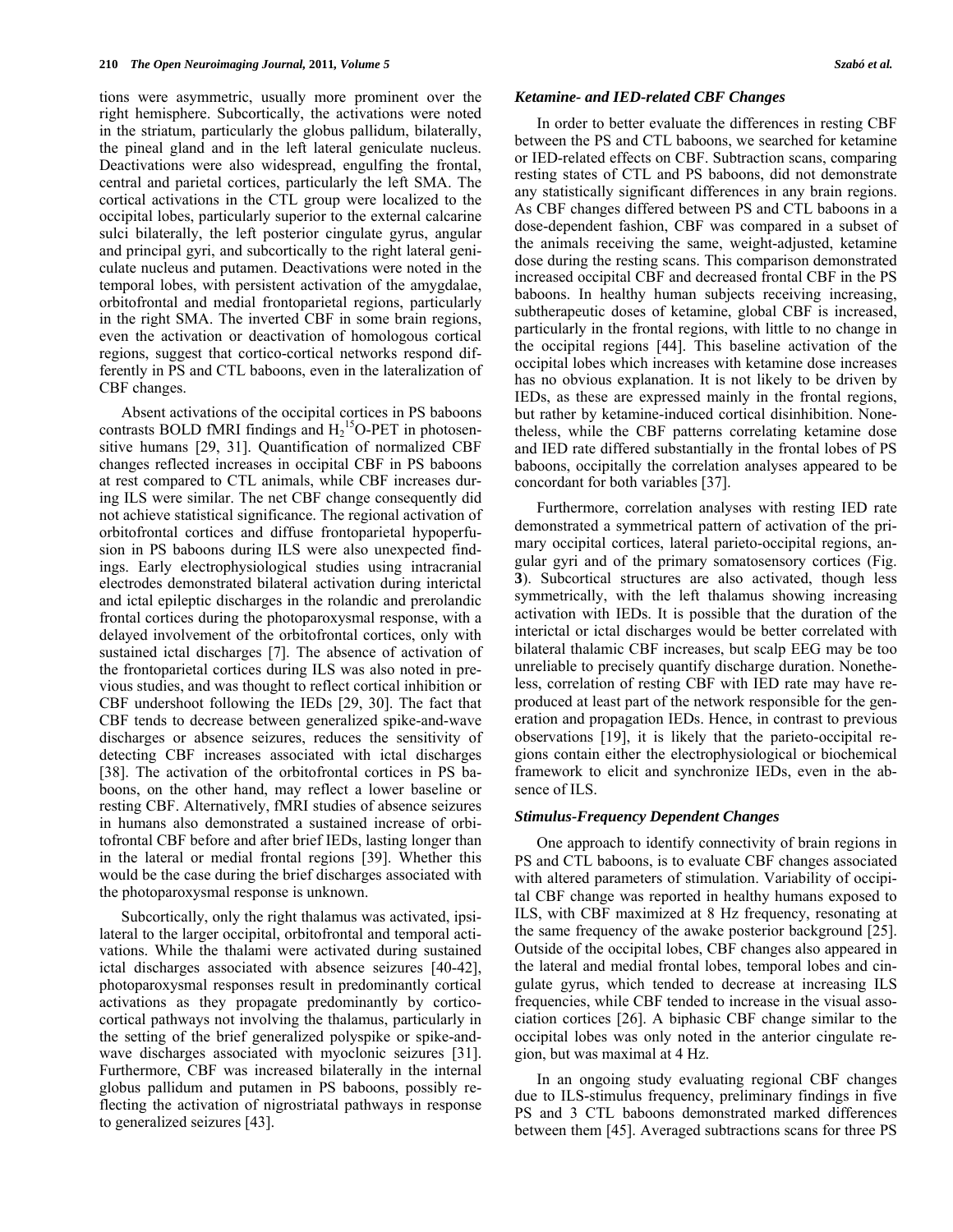tions were asymmetric, usually more prominent over the right hemisphere. Subcortically, the activations were noted in the striatum, particularly the globus pallidum, bilaterally, the pineal gland and in the left lateral geniculate nucleus. Deactivations were also widespread, engulfing the frontal, central and parietal cortices, particularly the left SMA. The cortical activations in the CTL group were localized to the occipital lobes, particularly superior to the external calcarine sulci bilaterally, the left posterior cingulate gyrus, angular and principal gyri, and subcortically to the right lateral geniculate nucleus and putamen. Deactivations were noted in the temporal lobes, with persistent activation of the amygdalae, orbitofrontal and medial frontoparietal regions, particularly in the right SMA. The inverted CBF in some brain regions, even the activation or deactivation of homologous cortical regions, suggest that cortico-cortical networks respond differently in PS and CTL baboons, even in the lateralization of CBF changes.

Absent activations of the occipital cortices in PS baboons contrasts BOLD fMRI findings and $H_2^{15}O$-PET in photosensitive humans [29, 31]. Quantification of normalized CBF changes reflected increases in occipital CBF in PS baboons at rest compared to CTL animals, while CBF increases during ILS were similar. The net CBF change consequently did not achieve statistical significance. The regional activation of orbitofrontal cortices and diffuse frontoparietal hypoperfusion in PS baboons during ILS were also unexpected findings. Early electrophysiological studies using intracranial electrodes demonstrated bilateral activation during interictal and ictal epileptic discharges in the rolandic and prerolandic frontal cortices during the photoparoxysmal response, with a delayed involvement of the orbitofrontal cortices, only with sustained ictal discharges [7]. The absence of activation of the frontoparietal cortices during ILS was also noted in previous studies, and was thought to reflect cortical inhibition or CBF undershoot following the IEDs [29, 30]. The fact that CBF tends to decrease between generalized spike-and-wave discharges or absence seizures, reduces the sensitivity of detecting CBF increases associated with ictal discharges [38]. The activation of the orbitofrontal cortices in PS baboons, on the other hand, may reflect a lower baseline or resting CBF. Alternatively, fMRI studies of absence seizures in humans also demonstrated a sustained increase of orbitofrontal CBF before and after brief IEDs, lasting longer than in the lateral or medial frontal regions [39]. Whether this would be the case during the brief discharges associated with the photoparoxysmal response is unknown.

Subcortically, only the right thalamus was activated, ipsilateral to the larger occipital, orbitofrontal and temporal activations. While the thalami were activated during sustained ictal discharges associated with absence seizures [40-42], photoparoxysmal responses result in predominantly cortical activations as they propagate predominantly by cortico-cortical pathways not involving the thalamus, particularly in the setting of the brief generalized polyspike or spike-and-wave discharges associated with myoclonic seizures [31]. Furthermore, CBF was increased bilaterally in the internal globus pallidum and putamen in PS baboons, possibly reflecting the activation of nigrostriatal pathways in response to generalized seizures [43].

### *Ketamine- and IED-related CBF Changes*

In order to better evaluate the differences in resting CBF between the PS and CTL baboons, we searched for ketamine or IED-related effects on CBF. Subtraction scans, comparing resting states of CTL and PS baboons, did not demonstrate any statistically significant differences in any brain regions. As CBF changes differed between PS and CTL baboons in a dose-dependent fashion, CBF was compared in a subset of the animals receiving the same, weight-adjusted, ketamine dose during the resting scans. This comparison demonstrated increased occipital CBF and decreased frontal CBF in the PS baboons. In healthy human subjects receiving increasing, subtherapeutic doses of ketamine, global CBF is increased, particularly in the frontal regions, with little to no change in the occipital regions [44]. This baseline activation of the occipital lobes which increases with ketamine dose increases has no obvious explanation. It is not likely to be driven by IEDs, as these are expressed mainly in the frontal regions, but rather by ketamine-induced cortical disinhibition. Nonetheless, while the CBF patterns correlating ketamine dose and IED rate differed substantially in the frontal lobes of PS baboons, occipitally the correlation analyses appeared to be concordant for both variables [37].

Furthermore, correlation analyses with resting IED rate demonstrated a symmetrical pattern of activation of the primary occipital cortices, lateral parieto-occipital regions, angular gyri and of the primary somatosensory cortices (Fig. **3**). Subcortical structures are also activated, though less symmetrically, with the left thalamus showing increasing activation with IEDs. It is possible that the duration of the interictal or ictal discharges would be better correlated with bilateral thalamic CBF increases, but scalp EEG may be too unreliable to precisely quantify discharge duration. Nonetheless, correlation of resting CBF with IED rate may have reproduced at least part of the network responsible for the generation and propagation IEDs. Hence, in contrast to previous observations [19], it is likely that the parieto-occipital regions contain either the electrophysiological or biochemical framework to elicit and synchronize IEDs, even in the absence of ILS.

### *Stimulus-Frequency Dependent Changes*

One approach to identify connectivity of brain regions in PS and CTL baboons, is to evaluate CBF changes associated with altered parameters of stimulation. Variability of occipital CBF change was reported in healthy humans exposed to ILS, with CBF maximized at 8 Hz frequency, resonating at the same frequency of the awake posterior background [25]. Outside of the occipital lobes, CBF changes also appeared in the lateral and medial frontal lobes, temporal lobes and cingulate gyrus, which tended to decrease at increasing ILS frequencies, while CBF tended to increase in the visual association cortices [26]. A biphasic CBF change similar to the occipital lobes was only noted in the anterior cingulate region, but was maximal at 4 Hz.

In an ongoing study evaluating regional CBF changes due to ILS-stimulus frequency, preliminary findings in five PS and 3 CTL baboons demonstrated marked differences between them [45]. Averaged subtractions scans for three PS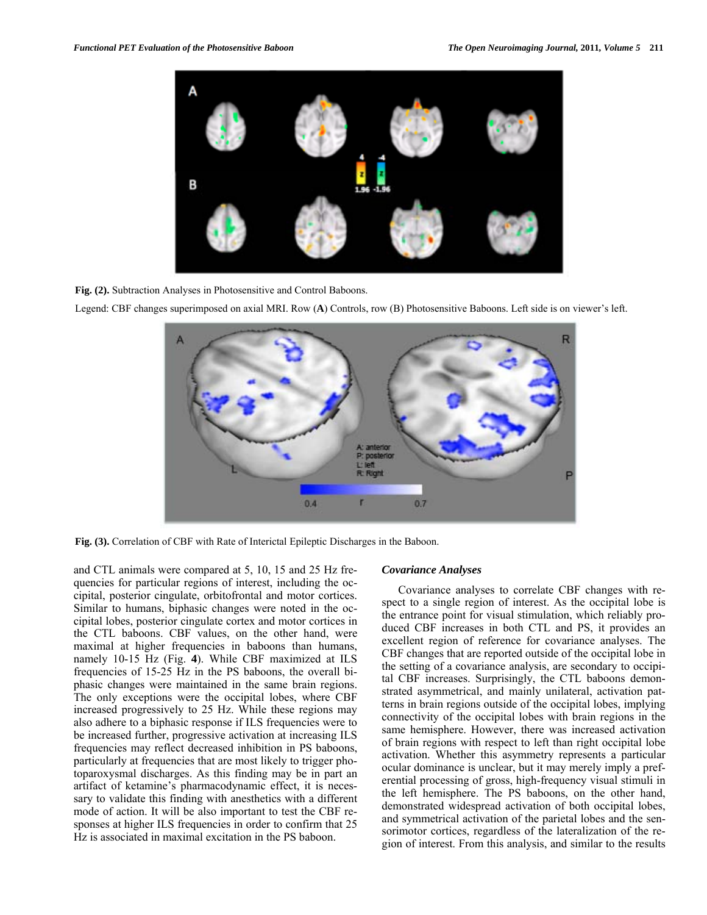**Fig. (2).** Subtraction Analyses in Photosensitive and Control Baboons.

Legend: CBF changes superimposed on axial MRI. Row (**A**) Controls, row (B) Photosensitive Baboons. Left side is on viewer's left.

**Fig. (3).** Correlation of CBF with Rate of Interictal Epileptic Discharges in the Baboon.

and CTL animals were compared at 5, 10, 15 and 25 Hz frequencies for particular regions of interest, including the occipital, posterior cingulate, orbitofrontal and motor cortices. Similar to humans, biphasic changes were noted in the occipital lobes, posterior cingulate cortex and motor cortices in the CTL baboons. CBF values, on the other hand, were maximal at higher frequencies in baboons than humans, namely 10-15 Hz (Fig. **4**). While CBF maximized at ILS frequencies of 15-25 Hz in the PS baboons, the overall biphasic changes were maintained in the same brain regions. The only exceptions were the occipital lobes, where CBF increased progressively to 25 Hz. While these regions may also adhere to a biphasic response if ILS frequencies were to be increased further, progressive activation at increasing ILS frequencies may reflect decreased inhibition in PS baboons, particularly at frequencies that are most likely to trigger photoparoxysmal discharges. As this finding may be in part an artifact of ketamine's pharmacodynamic effect, it is necessary to validate this finding with anesthetics with a different mode of action. It will be also important to test the CBF responses at higher ILS frequencies in order to confirm that 25 Hz is associated in maximal excitation in the PS baboon.

### *Covariance Analyses*

Covariance analyses to correlate CBF changes with respect to a single region of interest. As the occipital lobe is the entrance point for visual stimulation, which reliably produced CBF increases in both CTL and PS, it provides an excellent region of reference for covariance analyses. The CBF changes that are reported outside of the occipital lobe in the setting of a covariance analysis, are secondary to occipital CBF increases. Surprisingly, the CTL baboons demonstrated asymmetrical, and mainly unilateral, activation patterns in brain regions outside of the occipital lobes, implying connectivity of the occipital lobes with brain regions in the same hemisphere. However, there was increased activation of brain regions with respect to left than right occipital lobe activation. Whether this asymmetry represents a particular ocular dominance is unclear, but it may merely imply a preferential processing of gross, high-frequency visual stimuli in the left hemisphere. The PS baboons, on the other hand, demonstrated widespread activation of both occipital lobes, and symmetrical activation of the parietal lobes and the sensorimotor cortices, regardless of the lateralization of the region of interest. From this analysis, and similar to the results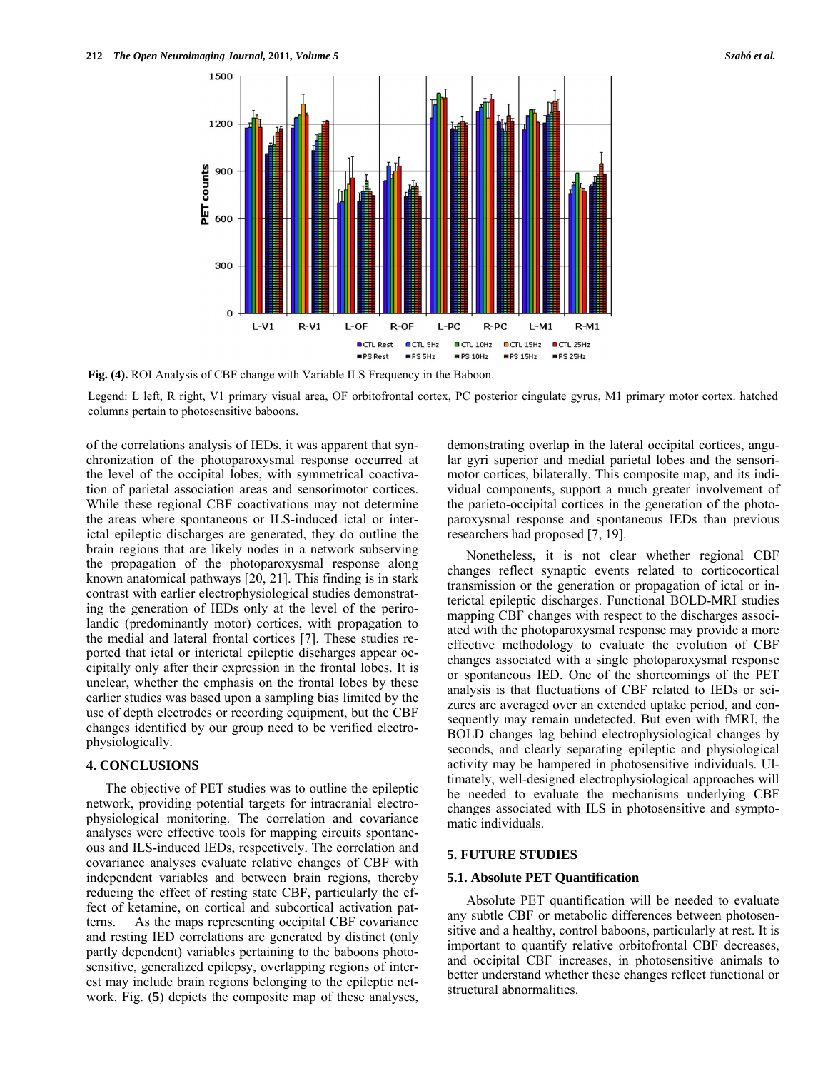**Fig. (4).** ROI Analysis of CBF change with Variable ILS Frequency in the Baboon.

Legend: L left, R right, V1 primary visual area, OF orbitofrontal cortex, PC posterior cingulate gyrus, M1 primary motor cortex. hatched columns pertain to photosensitive baboons.

of the correlations analysis of IEDs, it was apparent that synchronization of the photoparoxysmal response occurred at the level of the occipital lobes, with symmetrical coactivation of parietal association areas and sensorimotor cortices. While these regional CBF coactivations may not determine the areas where spontaneous or ILS-induced ictal or interictal epileptic discharges are generated, they do outline the brain regions that are likely nodes in a network subserving the propagation of the photoparoxysmal response along known anatomical pathways [20, 21]. This finding is in stark contrast with earlier electrophysiological studies demonstrating the generation of IEDs only at the level of the perirolandic (predominantly motor) cortices, with propagation to the medial and lateral frontal cortices [7]. These studies reported that ictal or interictal epileptic discharges appear occipitally only after their expression in the frontal lobes. It is unclear, whether the emphasis on the frontal lobes by these earlier studies was based upon a sampling bias limited by the use of depth electrodes or recording equipment, but the CBF changes identified by our group need to be verified electrophysiologically.

## 4. CONCLUSIONS

The objective of PET studies was to outline the epileptic network, providing potential targets for intracranial electrophysiological monitoring. The correlation and covariance analyses were effective tools for mapping circuits spontaneous and ILS-induced IEDs, respectively. The correlation and covariance analyses evaluate relative changes of CBF with independent variables and between brain regions, thereby reducing the effect of resting state CBF, particularly the effect of ketamine, on cortical and subcortical activation patterns. As the maps representing occipital CBF covariance and resting IED correlations are generated by distinct (only partly dependent) variables pertaining to the baboons photosensitive, generalized epilepsy, overlapping regions of interest may include brain regions belonging to the epileptic network. Fig. (**5**) depicts the composite map of these analyses, demonstrating overlap in the lateral occipital cortices, angular gyri superior and medial parietal lobes and the sensorimotor cortices, bilaterally. This composite map, and its individual components, support a much greater involvement of the parieto-occipital cortices in the generation of the photoparoxysmal response and spontaneous IEDs than previous researchers had proposed [7, 19].

Nonetheless, it is not clear whether regional CBF changes reflect synaptic events related to corticocortical transmission or the generation or propagation of ictal or interictal epileptic discharges. Functional BOLD-MRI studies mapping CBF changes with respect to the discharges associated with the photoparoxysmal response may provide a more effective methodology to evaluate the evolution of CBF changes associated with a single photoparoxysmal response or spontaneous IED. One of the shortcomings of the PET analysis is that fluctuations of CBF related to IEDs or seizures are averaged over an extended uptake period, and consequently may remain undetected. But even with fMRI, the BOLD changes lag behind electrophysiological changes by seconds, and clearly separating epileptic and physiological activity may be hampered in photosensitive individuals. Ultimately, well-designed electrophysiological approaches will be needed to evaluate the mechanisms underlying CBF changes associated with ILS in photosensitive and symptomatic individuals.

## 5. FUTURE STUDIES

### 5.1. Absolute PET Quantification

Absolute PET quantification will be needed to evaluate any subtle CBF or metabolic differences between photosensitive and a healthy, control baboons, particularly at rest. It is important to quantify relative orbitofrontal CBF decreases, and occipital CBF increases, in photosensitive animals to better understand whether these changes reflect functional or structural abnormalities.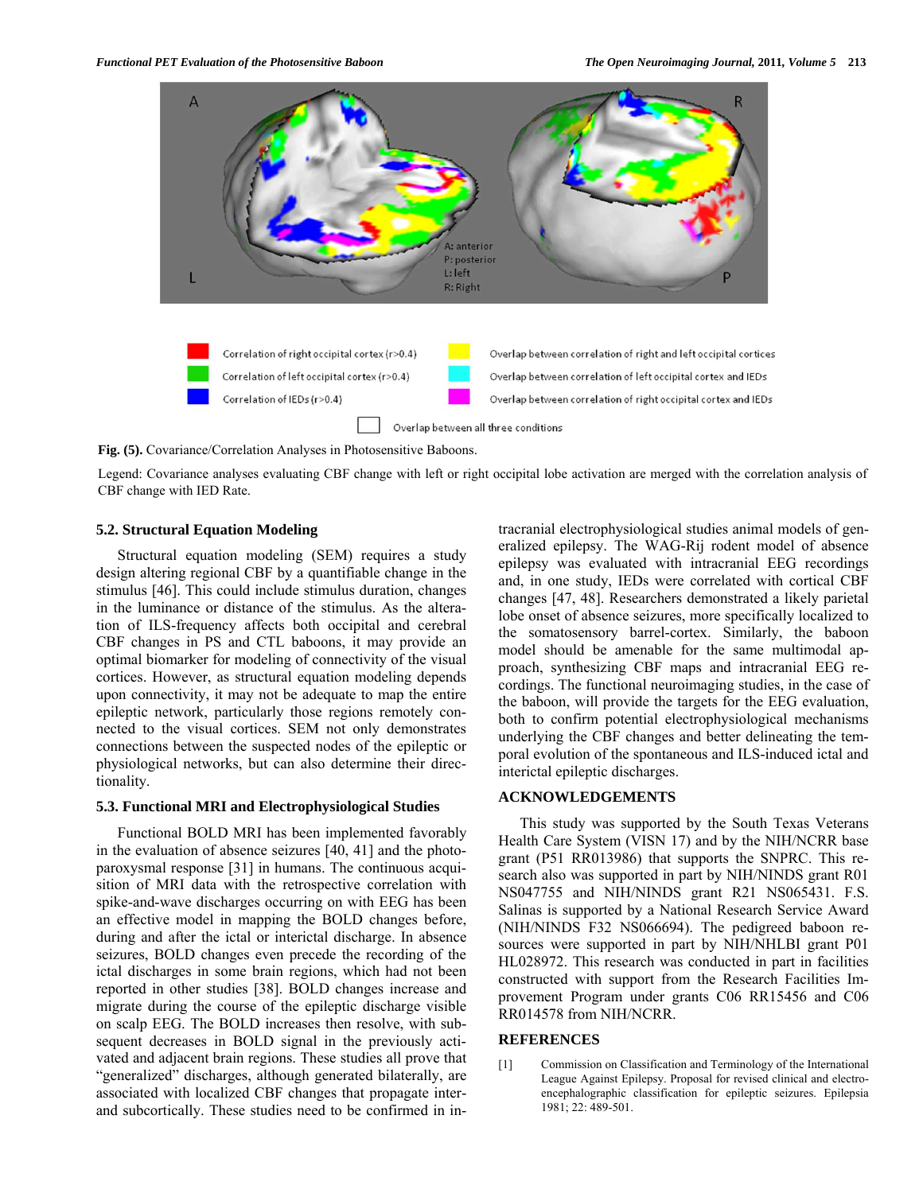**Fig. (5).** Covariance/Correlation Analyses in Photosensitive Baboons.

Legend: Covariance analyses evaluating CBF change with left or right occipital lobe activation are merged with the correlation analysis of CBF change with IED Rate.

### 5.2. Structural Equation Modeling

Structural equation modeling (SEM) requires a study design altering regional CBF by a quantifiable change in the stimulus [46]. This could include stimulus duration, changes in the luminance or distance of the stimulus. As the alteration of ILS-frequency affects both occipital and cerebral CBF changes in PS and CTL baboons, it may provide an optimal biomarker for modeling of connectivity of the visual cortices. However, as structural equation modeling depends upon connectivity, it may not be adequate to map the entire epileptic network, particularly those regions remotely connected to the visual cortices. SEM not only demonstrates connections between the suspected nodes of the epileptic or physiological networks, but can also determine their directionality.

### 5.3. Functional MRI and Electrophysiological Studies

Functional BOLD MRI has been implemented favorably in the evaluation of absence seizures [40, 41] and the photoparoxysmal response [31] in humans. The continuous acquisition of MRI data with the retrospective correlation with spike-and-wave discharges occurring on with EEG has been an effective model in mapping the BOLD changes before, during and after the ictal or interictal discharge. In absence seizures, BOLD changes even precede the recording of the ictal discharges in some brain regions, which had not been reported in other studies [38]. BOLD changes increase and migrate during the course of the epileptic discharge visible on scalp EEG. The BOLD increases then resolve, with subsequent decreases in BOLD signal in the previously activated and adjacent brain regions. These studies all prove that "generalized" discharges, although generated bilaterally, are associated with localized CBF changes that propagate inter- and subcortically. These studies need to be confirmed in intracranial electrophysiological studies animal models of generalized epilepsy. The WAG-Rij rodent model of absence epilepsy was evaluated with intracranial EEG recordings and, in one study, IEDs were correlated with cortical CBF changes [47, 48]. Researchers demonstrated a likely parietal lobe onset of absence seizures, more specifically localized to the somatosensory barrel-cortex. Similarly, the baboon model should be amenable for the same multimodal approach, synthesizing CBF maps and intracranial EEG recordings. The functional neuroimaging studies, in the case of the baboon, will provide the targets for the EEG evaluation, both to confirm potential electrophysiological mechanisms underlying the CBF changes and better delineating the temporal evolution of the spontaneous and ILS-induced ictal and interictal epileptic discharges.

## ACKNOWLEDGEMENTS

This study was supported by the South Texas Veterans Health Care System (VISN 17) and by the NIH/NCRR base grant (P51 RR013986) that supports the SNPRC. This research also was supported in part by NIH/NINDS grant R01 NS047755 and NIH/NINDS grant R21 NS065431. F.S. Salinas is supported by a National Research Service Award (NIH/NINDS F32 NS066694). The pedigreed baboon resources were supported in part by NIH/NHLBI grant P01 HL028972. This research was conducted in part in facilities constructed with support from the Research Facilities Improvement Program under grants C06 RR15456 and C06 RR014578 from NIH/NCRR.

## REFERENCES

[1] Commission on Classification and Terminology of the International League Against Epilepsy. Proposal for revised clinical and electroencephalographic classification for epileptic seizures. Epilepsia 1981; 22: 489-501.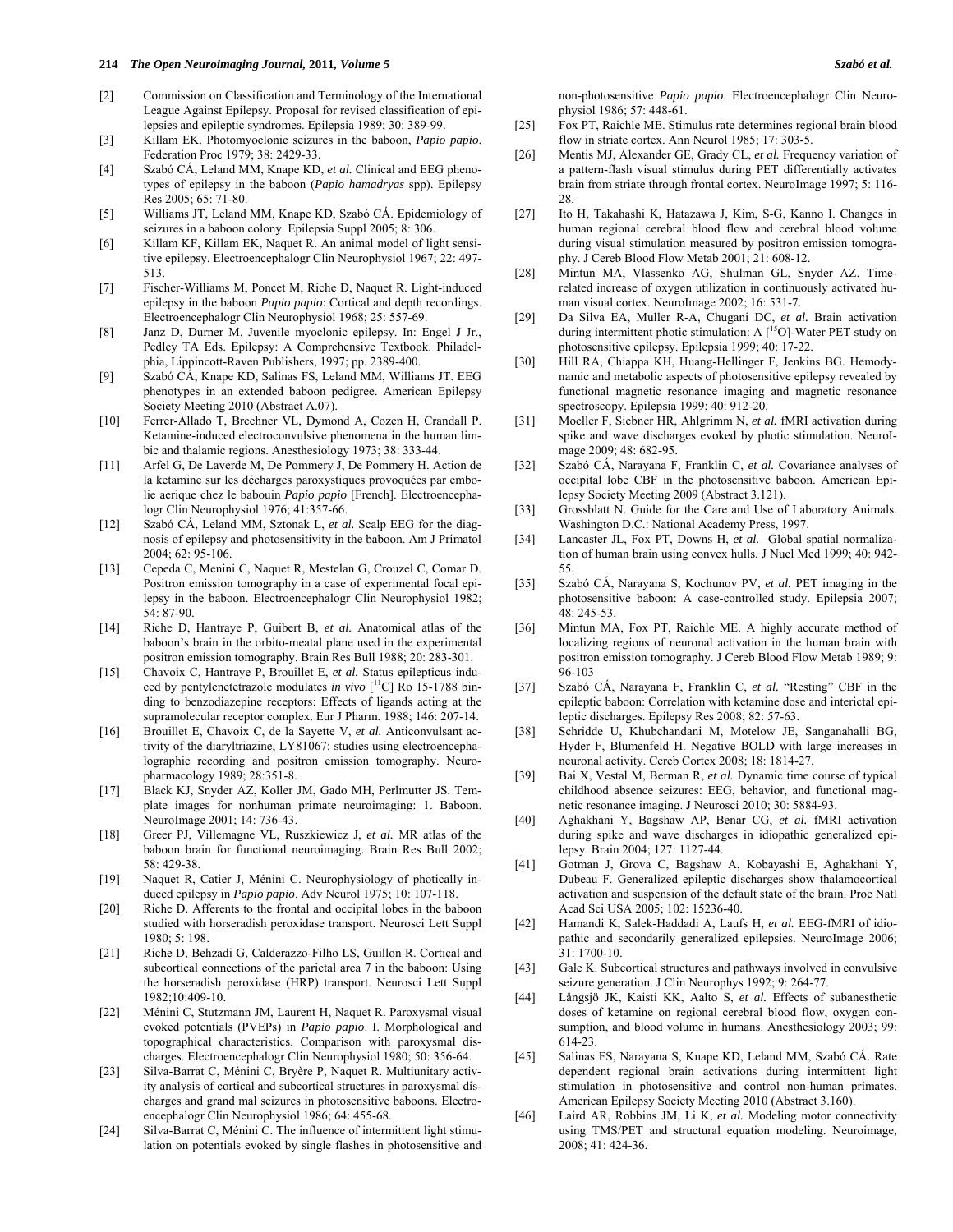[2] Commission on Classification and Terminology of the International League Against Epilepsy. Proposal for revised classification of epilepsies and epileptic syndromes. Epilepsia 1989; 30: 389-99.

[3] Killam EK. Photomyoclonic seizures in the baboon, *Papio papio*. Federation Proc 1979; 38: 2429-33.

[4] Szabó CÁ, Leland MM, Knape KD, *et al.* Clinical and EEG phenotypes of epilepsy in the baboon (*Papio hamadryas* spp). Epilepsy Res 2005; 65: 71-80.

[5] Williams JT, Leland MM, Knape KD, Szabó CÁ. Epidemiology of seizures in a baboon colony. Epilepsia Suppl 2005; 8: 306.

[6] Killam KF, Killam EK, Naquet R. An animal model of light sensitive epilepsy. Electroencephalogr Clin Neurophysiol 1967; 22: 497-513.

[7] Fischer-Williams M, Poncet M, Riche D, Naquet R. Light-induced epilepsy in the baboon *Papio papio*: Cortical and depth recordings. Electroencephalogr Clin Neurophysiol 1968; 25: 557-69.

[8] Janz D, Durner M. Juvenile myoclonic epilepsy. In: Engel J Jr., Pedley TA Eds. Epilepsy: A Comprehensive Textbook. Philadelphia, Lippincott-Raven Publishers, 1997; pp. 2389-400.

[9] Szabó CÁ, Knape KD, Salinas FS, Leland MM, Williams JT. EEG phenotypes in an extended baboon pedigree. American Epilepsy Society Meeting 2010 (Abstract A.07).

[10] Ferrer-Allado T, Brechner VL, Dymond A, Cozen H, Crandall P. Ketamine-induced electroconvulsive phenomena in the human limbic and thalamic regions. Anesthesiology 1973; 38: 333-44.

[11] Arfel G, De Laverde M, De Pommery J, De Pommery H. Action de la ketamine sur les décharges paroxystiques provoquées par embolie aerique chez le babouin *Papio papio* [French]. Electroencephalogr Clin Neurophysiol 1976; 41:357-66.

[12] Szabó CÁ, Leland MM, Sztonak L, *et al.* Scalp EEG for the diagnosis of epilepsy and photosensitivity in the baboon. Am J Primatol 2004; 62: 95-106.

[13] Cepeda C, Menini C, Naquet R, Mestelan G, Crouzel C, Comar D. Positron emission tomography in a case of experimental focal epilepsy in the baboon. Electroencephalogr Clin Neurophysiol 1982; 54: 87-90.

[14] Riche D, Hantraye P, Guibert B, *et al.* Anatomical atlas of the baboon's brain in the orbito-meatal plane used in the experimental positron emission tomography. Brain Res Bull 1988; 20: 283-301.

[15] Chavoix C, Hantraye P, Brouillet E, *et al.* Status epilepticus induced by pentylenetetrazole modulates *in vivo* [$^{11}$C] Ro 15-1788 binding to benzodiazepine receptors: Effects of ligands acting at the supramolecular receptor complex. Eur J Pharm. 1988; 146: 207-14.

[16] Brouillet E, Chavoix C, de la Sayette V, *et al.* Anticonvulsant activity of the diaryltriazine, LY81067: studies using electroencephalographic recording and positron emission tomography. Neuropharmacology 1989; 28:351-8.

[17] Black KJ, Snyder AZ, Koller JM, Gado MH, Perlmutter JS. Template images for nonhuman primate neuroimaging: 1. Baboon. NeuroImage 2001; 14: 736-43.

[18] Greer PJ, Villemagne VL, Ruszkiewicz J, *et al.* MR atlas of the baboon brain for functional neuroimaging. Brain Res Bull 2002; 58: 429-38.

[19] Naquet R, Catier J, Ménini C. Neurophysiology of photically induced epilepsy in *Papio papio*. Adv Neurol 1975; 10: 107-118.

[20] Riche D. Afferents to the frontal and occipital lobes in the baboon studied with horseradish peroxidase transport. Neurosci Lett Suppl 1980; 5: 198.

[21] Riche D, Behzadi G, Calderazzo-Filho LS, Guillon R. Cortical and subcortical connections of the parietal area 7 in the baboon: Using the horseradish peroxidase (HRP) transport. Neurosci Lett Suppl 1982;10:409-10.

[22] Ménini C, Stutzmann JM, Laurent H, Naquet R. Paroxysmal visual evoked potentials (PVEPs) in *Papio papio*. I. Morphological and topographical characteristics. Comparison with paroxysmal discharges. Electroencephalogr Clin Neurophysiol 1980; 50: 356-64.

[23] Silva-Barrat C, Ménini C, Bryère P, Naquet R. Multiunitary activity analysis of cortical and subcortical structures in paroxysmal discharges and grand mal seizures in photosensitive baboons. Electroencephalogr Clin Neurophysiol 1986; 64: 455-68.

[24] Silva-Barrat C, Ménini C. The influence of intermittent light stimulation on potentials evoked by single flashes in photosensitive and non-photosensitive *Papio papio*. Electroencephalogr Clin Neurophysiol 1986; 57: 448-61.

[25] Fox PT, Raichle ME. Stimulus rate determines regional brain blood flow in striate cortex. Ann Neurol 1985; 17: 303-5.

[26] Mentis MJ, Alexander GE, Grady CL, *et al.* Frequency variation of a pattern-flash visual stimulus during PET differentially activates brain from striate through frontal cortex. NeuroImage 1997; 5: 116-28.

[27] Ito H, Takahashi K, Hatazawa J, Kim, S-G, Kanno I. Changes in human regional cerebral blood flow and cerebral blood volume during visual stimulation measured by positron emission tomography. J Cereb Blood Flow Metab 2001; 21: 608-12.

[28] Mintun MA, Vlassenko AG, Shulman GL, Snyder AZ. Time-related increase of oxygen utilization in continuously activated human visual cortex. NeuroImage 2002; 16: 531-7.

[29] Da Silva EA, Muller R-A, Chugani DC, *et al.* Brain activation during intermittent photic stimulation: A [$^{15}$O]-Water PET study on photosensitive epilepsy. Epilepsia 1999; 40: 17-22.

[30] Hill RA, Chiappa KH, Huang-Hellinger F, Jenkins BG. Hemodynamic and metabolic aspects of photosensitive epilepsy revealed by functional magnetic resonance imaging and magnetic resonance spectroscopy. Epilepsia 1999; 40: 912-20.

[31] Moeller F, Siebner HR, Ahlgrimm N, *et al.* fMRI activation during spike and wave discharges evoked by photic stimulation. NeuroImage 2009; 48: 682-95.

[32] Szabó CÁ, Narayana F, Franklin C, *et al.* Covariance analyses of occipital lobe CBF in the photosensitive baboon. American Epilepsy Society Meeting 2009 (Abstract 3.121).

[33] Grossblatt N. Guide for the Care and Use of Laboratory Animals. Washington D.C.: National Academy Press, 1997.

[34] Lancaster JL, Fox PT, Downs H, *et al.* Global spatial normalization of human brain using convex hulls. J Nucl Med 1999; 40: 942-55.

[35] Szabó CÁ, Narayana S, Kochunov PV, *et al.* PET imaging in the photosensitive baboon: A case-controlled study. Epilepsia 2007; 48: 245-53.

[36] Mintun MA, Fox PT, Raichle ME. A highly accurate method of localizing regions of neuronal activation in the human brain with positron emission tomography. J Cereb Blood Flow Metab 1989; 9: 96-103

[37] Szabó CÁ, Narayana F, Franklin C, *et al.* "Resting" CBF in the epileptic baboon: Correlation with ketamine dose and interictal epileptic discharges. Epilepsy Res 2008; 82: 57-63.

[38] Schridde U, Khubchandani M, Motelow JE, Sanganahalli BG, Hyder F, Blumenfeld H. Negative BOLD with large increases in neuronal activity. Cereb Cortex 2008; 18: 1814-27.

[39] Bai X, Vestal M, Berman R, *et al.* Dynamic time course of typical childhood absence seizures: EEG, behavior, and functional magnetic resonance imaging. J Neurosci 2010; 30: 5884-93.

[40] Aghakhani Y, Bagshaw AP, Benar CG, *et al.* fMRI activation during spike and wave discharges in idiopathic generalized epilepsy. Brain 2004; 127: 1127-44.

[41] Gotman J, Grova C, Bagshaw A, Kobayashi E, Aghakhani Y, Dubeau F. Generalized epileptic discharges show thalamocortical activation and suspension of the default state of the brain. Proc Natl Acad Sci USA 2005; 102: 15236-40.

[42] Hamandi K, Salek-Haddadi A, Laufs H, *et al.* EEG-fMRI of idiopathic and secondarily generalized epilepsies. NeuroImage 2006; 31: 1700-10.

[43] Gale K. Subcortical structures and pathways involved in convulsive seizure generation. J Clin Neurophys 1992; 9: 264-77.

[44] Långsjö JK, Kaisti KK, Aalto S, *et al.* Effects of subanesthetic doses of ketamine on regional cerebral blood flow, oxygen consumption, and blood volume in humans. Anesthesiology 2003; 99: 614-23.

[45] Salinas FS, Narayana S, Knape KD, Leland MM, Szabó CÁ. Rate dependent regional brain activations during intermittent light stimulation in photosensitive and control non-human primates. American Epilepsy Society Meeting 2010 (Abstract 3.160).

[46] Laird AR, Robbins JM, Li K, *et al.* Modeling motor connectivity using TMS/PET and structural equation modeling. Neuroimage, 2008; 41: 424-36.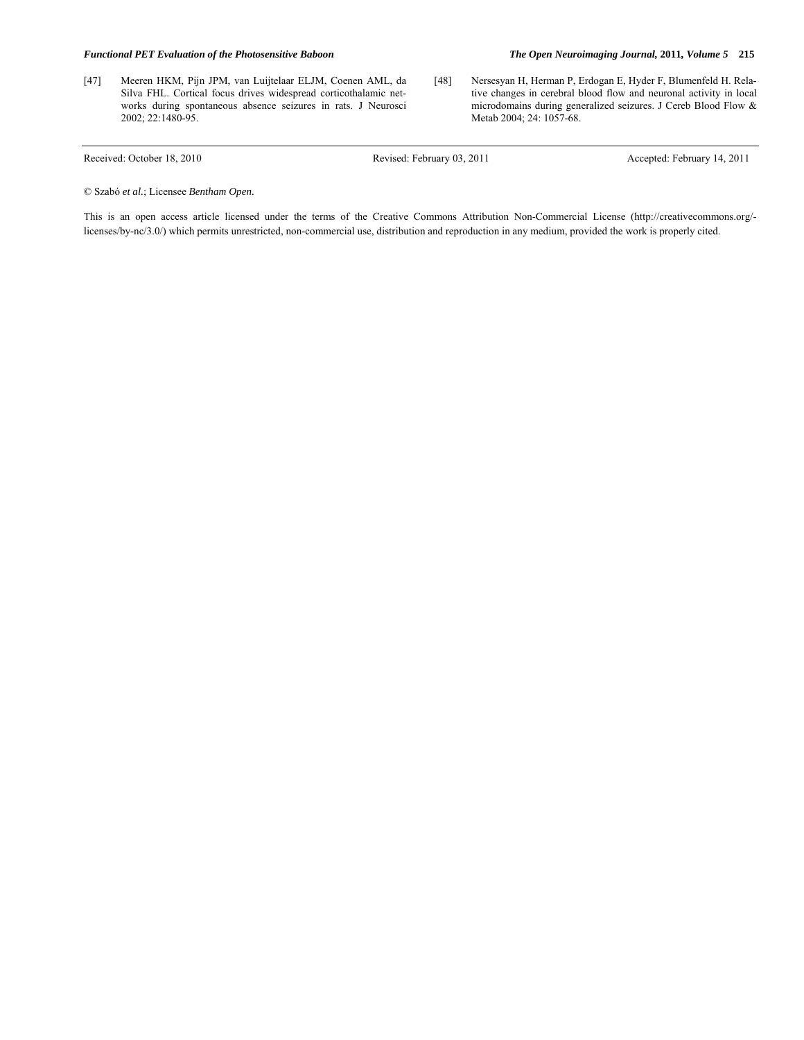[47] Meeren HKM, Pijn JPM, van Luijtelaar ELJM, Coenen AML, da Silva FHL. Cortical focus drives widespread corticothalamic networks during spontaneous absence seizures in rats. J Neurosci 2002; 22:1480-95.

[48] Nersesyan H, Herman P, Erdogan E, Hyder F, Blumenfeld H. Relative changes in cerebral blood flow and neuronal activity in local microdomains during generalized seizures. J Cereb Blood Flow & Metab 2004; 24: 1057-68.

---

Received: October 18, 2010 Revised: February 03, 2011 Accepted: February 14, 2011

© Szabó *et al*.; Licensee *Bentham Open*.

This is an open access article licensed under the terms of the Creative Commons Attribution Non-Commercial License (http://creativecommons.org/-licenses/by-nc/3.0/) which permits unrestricted, non-commercial use, distribution and reproduction in any medium, provided the work is properly cited.